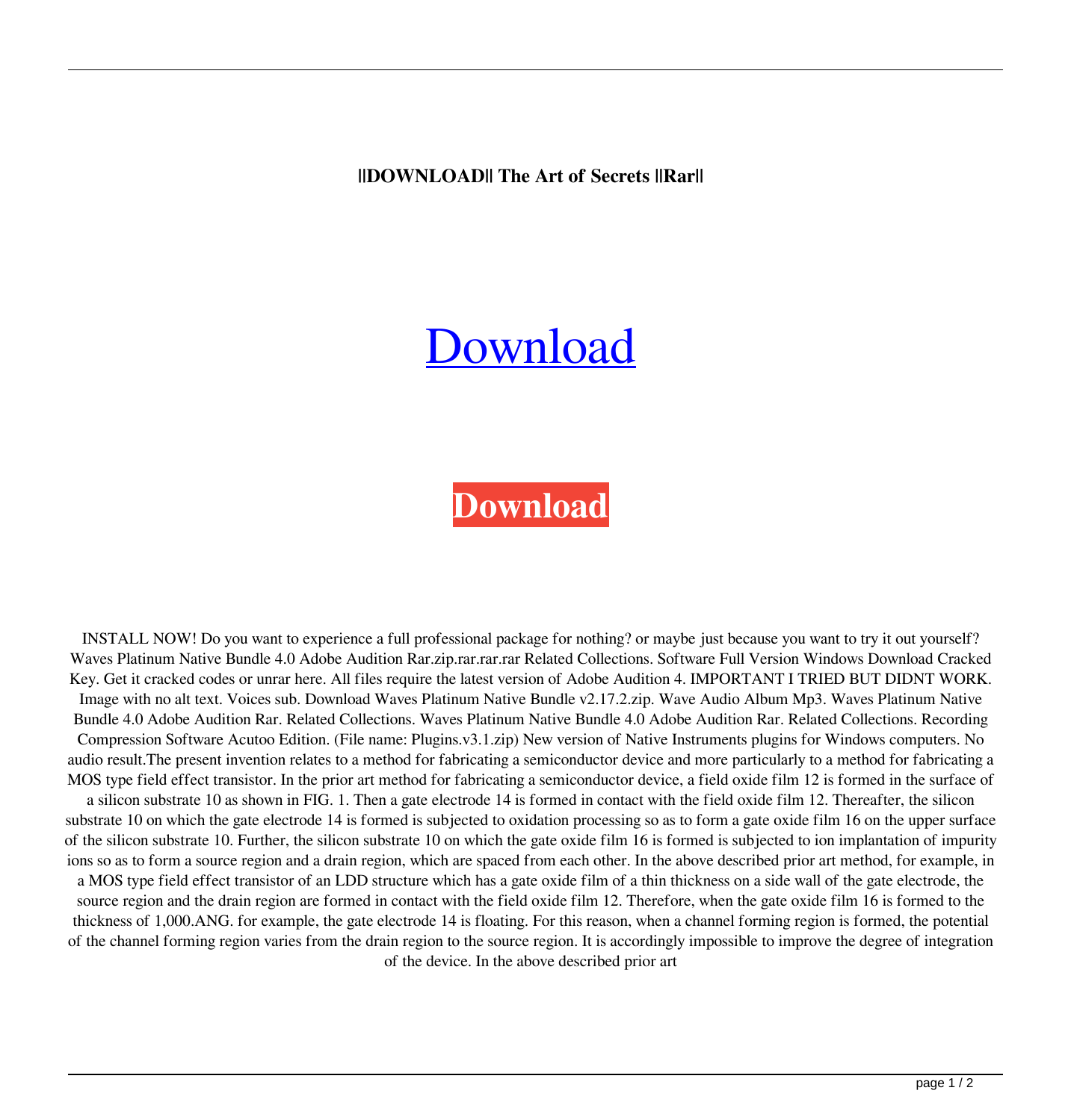**||DOWNLOAD|| The Art of Secrets ||Rar||**

Download

**Download**

INSTALL NOW! Do you want to experience a full professional package for nothing? or maybe just because you want to try it out yourself? Waves Platinum Native Bundle 4.0 Adobe Audition Rar.zip.rar.rar.rar Related Collections. Software Full Version Windows Download Cracked Key. Get it cracked codes or unrar here. All files require the latest version of Adobe Audition 4. IMPORTANT I TRIED BUT DIDNT WORK. Image with no alt text. Voices sub. Download Waves Platinum Native Bundle v2.17.2.zip. Wave Audio Album Mp3. Waves Platinum Native Bundle 4.0 Adobe Audition Rar. Related Collections. Waves Platinum Native Bundle 4.0 Adobe Audition Rar. Related Collections. Recording Compression Software Acutoo Edition. (File name: Plugins.v3.1.zip) New version of Native Instruments plugins for Windows computers. No audio result.The present invention relates to a method for fabricating a semiconductor device and more particularly to a method for fabricating a MOS type field effect transistor. In the prior art method for fabricating a semiconductor device, a field oxide film 12 is formed in the surface of a silicon substrate 10 as shown in FIG. 1. Then a gate electrode 14 is formed in contact with the field oxide film 12. Thereafter, the silicon substrate 10 on which the gate electrode 14 is formed is subjected to oxidation processing so as to form a gate oxide film 16 on the upper surface of the silicon substrate 10. Further, the silicon substrate 10 on which the gate oxide film 16 is formed is subjected to ion implantation of impurity ions so as to form a source region and a drain region, which are spaced from each other. In the above described prior art method, for example, in a MOS type field effect transistor of an LDD structure which has a gate oxide film of a thin thickness on a side wall of the gate electrode, the source region and the drain region are formed in contact with the field oxide film 12. Therefore, when the gate oxide film 16 is formed to the thickness of 1,000.ANG. for example, the gate electrode 14 is floating. For this reason, when a channel forming region is formed, the potential of the channel forming region varies from the drain region to the source region. It is accordingly impossible to improve the degree of integration of the device. In the above described prior art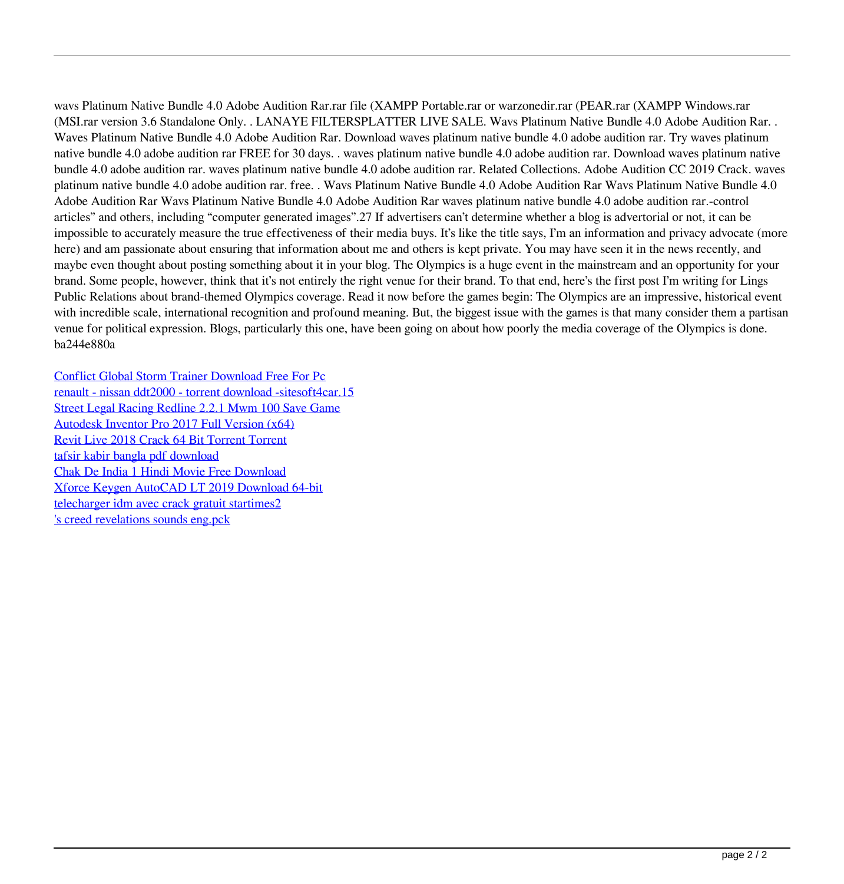wavs Platinum Native Bundle 4.0 Adobe Audition Rar.rar file (XAMPP Portable.rar or warzonedir.rar (PEAR.rar (XAMPP Windows.rar (MSI.rar version 3.6 Standalone Only. . LANAYE FILTERSPLATTER LIVE SALE. Wavs Platinum Native Bundle 4.0 Adobe Audition Rar. . Waves Platinum Native Bundle 4.0 Adobe Audition Rar. Download waves platinum native bundle 4.0 adobe audition rar. Try waves platinum native bundle 4.0 adobe audition rar FREE for 30 days. . waves platinum native bundle 4.0 adobe audition rar. Download waves platinum native bundle 4.0 adobe audition rar. waves platinum native bundle 4.0 adobe audition rar. Related Collections. Adobe Audition CC 2019 Crack. waves platinum native bundle 4.0 adobe audition rar. free. . Wavs Platinum Native Bundle 4.0 Adobe Audition Rar Wavs Platinum Native Bundle 4.0 Adobe Audition Rar Wavs Platinum Native Bundle 4.0 Adobe Audition Rar waves platinum native bundle 4.0 adobe audition rar.-control articles" and others, including "computer generated images".27 If advertisers can't determine whether a blog is advertorial or not, it can be impossible to accurately measure the true effectiveness of their media buys. It's like the title says, I'm an information and privacy advocate (more here) and am passionate about ensuring that information about me and others is kept private. You may have seen it in the news recently, and maybe even thought about posting something about it in your blog. The Olympics is a huge event in the mainstream and an opportunity for your brand. Some people, however, think that it's not entirely the right venue for their brand. To that end, here's the first post I'm writing for Lings Public Relations about brand-themed Olympics coverage. Read it now before the games begin: The Olympics are an impressive, historical event with incredible scale, international recognition and profound meaning. But, the biggest issue with the games is that many consider them a partisan venue for political expression. Blogs, particularly this one, have been going on about how poorly the media coverage of the Olympics is done. ba244e880a

Conflict Global Storm Trainer Download Free For Pc
renault - nissan ddt2000 - torrent download -sitesoft4car.15
Street Legal Racing Redline 2.2.1 Mwm 100 Save Game
Autodesk Inventor Pro 2017 Full Version (x64)
Revit Live 2018 Crack 64 Bit Torrent Torrent
tafsir kabir bangla pdf download
Chak De India 1 Hindi Movie Free Download
Xforce Keygen AutoCAD LT 2019 Download 64-bit
telecharger idm avec crack gratuit startimes2
's creed revelations sounds eng.pck